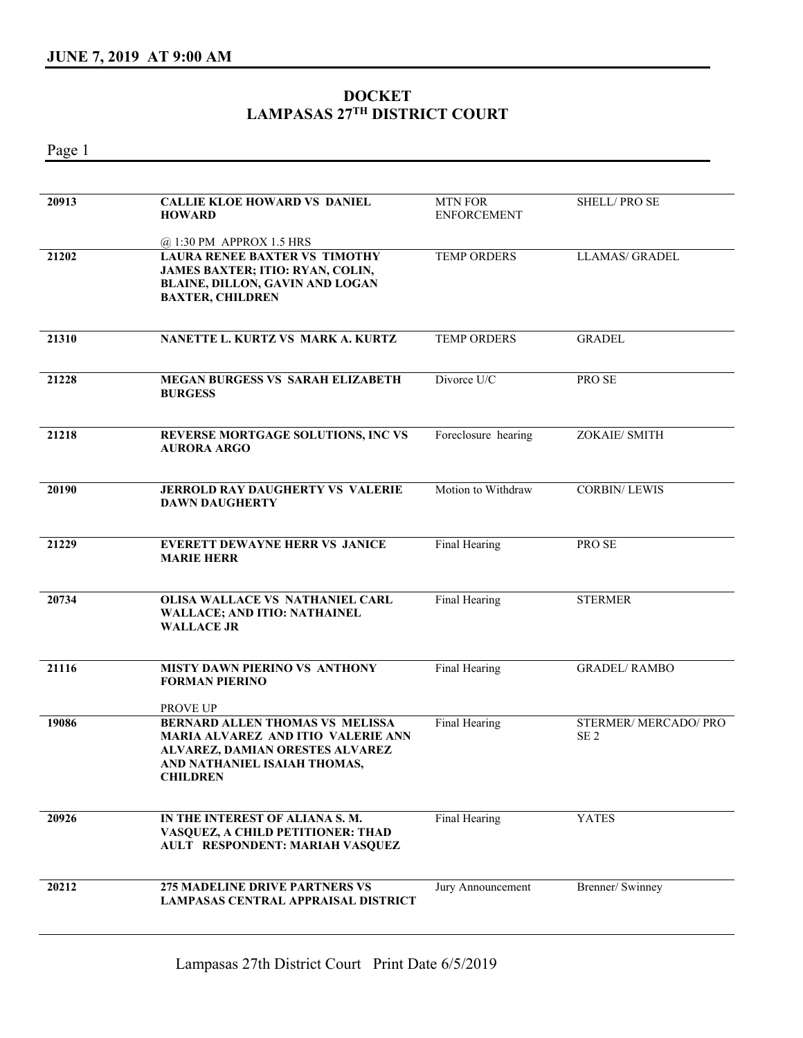## JUNE 7, 2019 AT 9:00 AM

# DOCKET
## LAMPASAS 27TH DISTRICT COURT

| | | | |
|---|---|---|---|
| 20913 | **CALLIE KLOE HOWARD VS DANIEL HOWARD**<br><br>@ 1:30 PM APPROX 1.5 HRS | MTN FOR ENFORCEMENT | SHELL/ PRO SE |
| 21202 | **LAURA RENEE BAXTER VS TIMOTHY JAMES BAXTER; ITIO: RYAN, COLIN, BLAINE, DILLON, GAVIN AND LOGAN BAXTER, CHILDREN** | TEMP ORDERS | LLAMAS/ GRADEL |
| 21310 | **NANETTE L. KURTZ VS MARK A. KURTZ** | TEMP ORDERS | GRADEL |
| 21228 | **MEGAN BURGESS VS SARAH ELIZABETH BURGESS** | Divorce U/C | PRO SE |
| 21218 | **REVERSE MORTGAGE SOLUTIONS, INC VS AURORA ARGO** | Foreclosure hearing | ZOKAIE/ SMITH |
| 20190 | **JERROLD RAY DAUGHERTY VS VALERIE DAWN DAUGHERTY** | Motion to Withdraw | CORBIN/ LEWIS |
| 21229 | **EVERETT DEWAYNE HERR VS JANICE MARIE HERR** | Final Hearing | PRO SE |
| 20734 | **OLISA WALLACE VS NATHANIEL CARL WALLACE; AND ITIO: NATHAINEL WALLACE JR** | Final Hearing | STERMER |
| 21116 | **MISTY DAWN PIERINO VS ANTHONY FORMAN PIERINO**<br><br>PROVE UP | Final Hearing | GRADEL/ RAMBO |
| 19086 | **BERNARD ALLEN THOMAS VS MELISSA MARIA ALVAREZ AND ITIO VALERIE ANN ALVAREZ, DAMIAN ORESTES ALVAREZ AND NATHANIEL ISAIAH THOMAS, CHILDREN** | Final Hearing | STERMER/ MERCADO/ PRO SE 2 |
| 20926 | **IN THE INTEREST OF ALIANA S. M. VASQUEZ, A CHILD PETITIONER: THAD AULT RESPONDENT: MARIAH VASQUEZ** | Final Hearing | YATES |
| 20212 | **275 MADELINE DRIVE PARTNERS VS LAMPASAS CENTRAL APPRAISAL DISTRICT** | Jury Announcement | Brenner/ Swinney |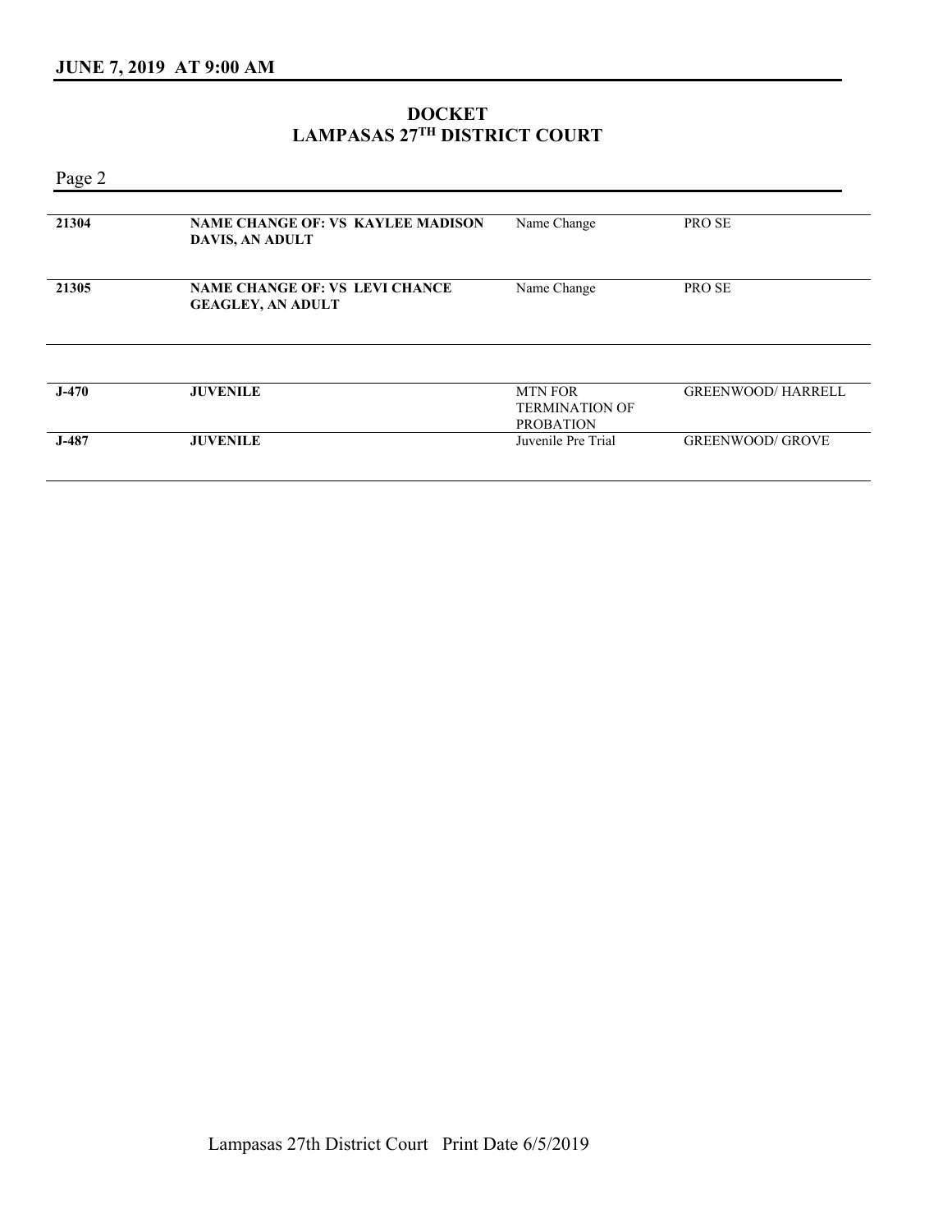**JUNE 7, 2019 AT 9:00 AM**

## DOCKET
## LAMPASAS 27TH DISTRICT COURT

| | | | |
|---|---|---|---|
| **21304** | **NAME CHANGE OF: VS KAYLEE MADISON DAVIS, AN ADULT** | Name Change | PRO SE |
| **21305** | **NAME CHANGE OF: VS LEVI CHANCE GEAGLEY, AN ADULT** | Name Change | PRO SE |
| | | | |
| **J-470** | **JUVENILE** | MTN FOR TERMINATION OF PROBATION | GREENWOOD/ HARRELL |
| **J-487** | **JUVENILE** | Juvenile Pre Trial | GREENWOOD/ GROVE |

Lampasas 27th District Court Print Date 6/5/2019